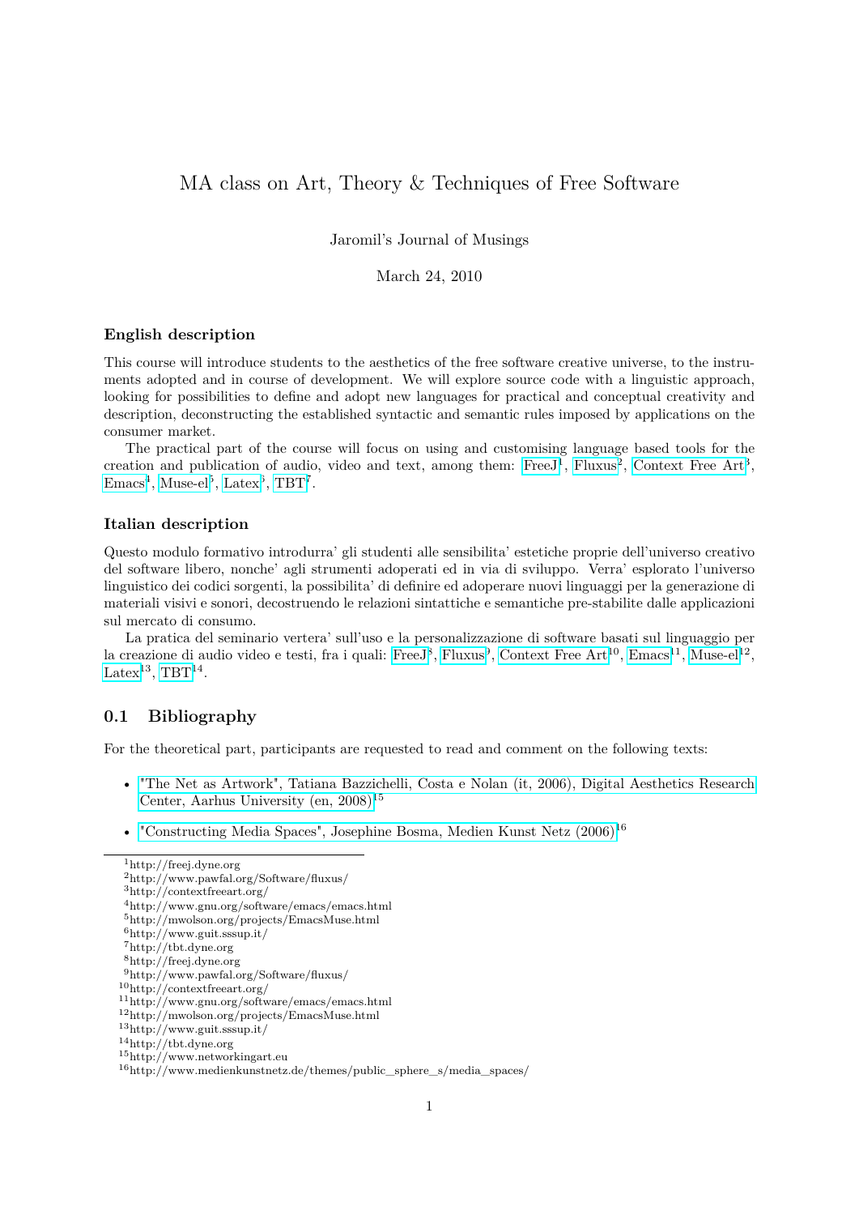# MA class on Art, Theory & Techniques of Free Software

Jaromil's Journal of Musings

March 24, 2010

### English description

This course will introduce students to the aesthetics of the free software creative universe, to the instruments adopted and in course of development. We will explore source code with a linguistic approach, looking for possibilities to define and adopt new languages for practical and conceptual creativity and description, deconstructing the established syntactic and semantic rules imposed by applications on the consumer market.

The practical part of the course will focus on using and customising language based tools for the creation and publication of audio, video and text, among them: FreeJ[1], Fluxus[2], Context Free Art[3], Emacs[4], Muse-el[5], Latex[6], TBT[7].

### Italian description

Questo modulo formativo introdurra' gli studenti alle sensibilita' estetiche proprie dell'universo creativo del software libero, nonche' agli strumenti adoperati ed in via di sviluppo. Verra' esplorato l'universo linguistico dei codici sorgenti, la possibilita' di definire ed adoperare nuovi linguaggi per la generazione di materiali visivi e sonori, decostruendo le relazioni sintattiche e semantiche pre-stabilite dalle applicazioni sul mercato di consumo.

La pratica del seminario vertera' sull'uso e la personalizzazione di software basati sul linguaggio per la creazione di audio video e testi, fra i quali: FreeJ[8], Fluxus[9], Context Free Art[10], Emacs[11], Muse-el[12], Latex[13], TBT[14].

## 0.1 Bibliography

For the theoretical part, participants are requested to read and comment on the following texts:

- "The Net as Artwork", Tatiana Bazzichelli, Costa e Nolan (it, 2006), Digital Aesthetics Research Center, Aarhus University (en, 2008)[15]
- "Constructing Media Spaces", Josephine Bosma, Medien Kunst Netz (2006)[16]

---

[1] http://freej.dyne.org
[2] http://www.pawfal.org/Software/fluxus/
[3] http://contextfreeart.org/
[4] http://www.gnu.org/software/emacs/emacs.html
[5] http://mwolson.org/projects/EmacsMuse.html
[6] http://www.guit.sssup.it/
[7] http://tbt.dyne.org
[8] http://freej.dyne.org
[9] http://www.pawfal.org/Software/fluxus/
[10] http://contextfreeart.org/
[11] http://www.gnu.org/software/emacs/emacs.html
[12] http://mwolson.org/projects/EmacsMuse.html
[13] http://www.guit.sssup.it/
[14] http://tbt.dyne.org
[15] http://www.networkingart.eu
[16] http://www.medienkunstnetz.de/themes/public_sphere_s/media_spaces/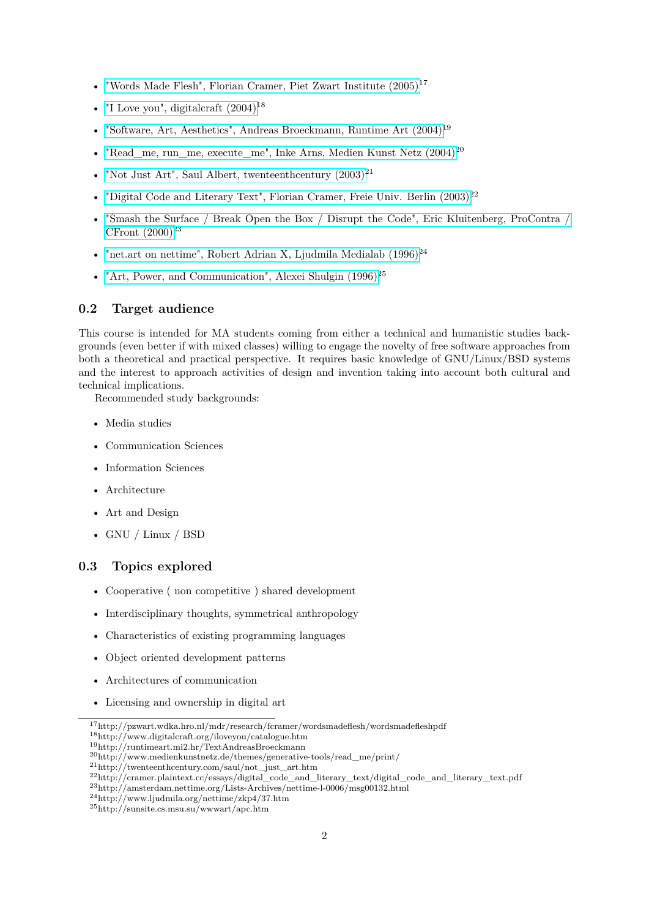- "Words Made Flesh", Florian Cramer, Piet Zwart Institute (2005)[17]
- "I Love you", digitalcraft (2004)[18]
- "Software, Art, Aesthetics", Andreas Broeckmann, Runtime Art (2004)[19]
- "Read_me, run_me, execute_me", Inke Arns, Medien Kunst Netz (2004)[20]
- "Not Just Art", Saul Albert, twenteenthcentury (2003)[21]
- "Digital Code and Literary Text", Florian Cramer, Freie Univ. Berlin (2003)[22]
- "Smash the Surface / Break Open the Box / Disrupt the Code", Eric Kluitenberg, ProContra / CFront (2000)[23]
- "net.art on nettime", Robert Adrian X, Ljudmila Medialab (1996)[24]
- "Art, Power, and Communication", Alexei Shulgin (1996)[25]

## 0.2 Target audience

This course is intended for MA students coming from either a technical and humanistic studies backgrounds (even better if with mixed classes) willing to engage the novelty of free software approaches from both a theoretical and practical perspective. It requires basic knowledge of GNU/Linux/BSD systems and the interest to approach activities of design and invention taking into account both cultural and technical implications.

Recommended study backgrounds:

- Media studies
- Communication Sciences
- Information Sciences
- Architecture
- Art and Design
- GNU / Linux / BSD

## 0.3 Topics explored

- Cooperative ( non competitive ) shared development
- Interdisciplinary thoughts, symmetrical anthropology
- Characteristics of existing programming languages
- Object oriented development patterns
- Architectures of communication
- Licensing and ownership in digital art

---

[17] http://pzwart.wdka.hro.nl/mdr/research/fcramer/wordsmadeflesh/wordsmadefleshpdf
[18] http://www.digitalcraft.org/iloveyou/catalogue.htm
[19] http://runtimeart.mi2.hr/TextAndreasBroeckmann
[20] http://www.medienkunstnetz.de/themes/generative-tools/read_me/print/
[21] http://twenteenthcentury.com/saul/not_just_art.htm
[22] http://cramer.plaintext.cc/essays/digital_code_and_literary_text/digital_code_and_literary_text.pdf
[23] http://amsterdam.nettime.org/Lists-Archives/nettime-l-0006/msg00132.html
[24] http://www.ljudmila.org/nettime/zkp4/37.htm
[25] http://sunsite.cs.msu.su/wwwart/apc.htm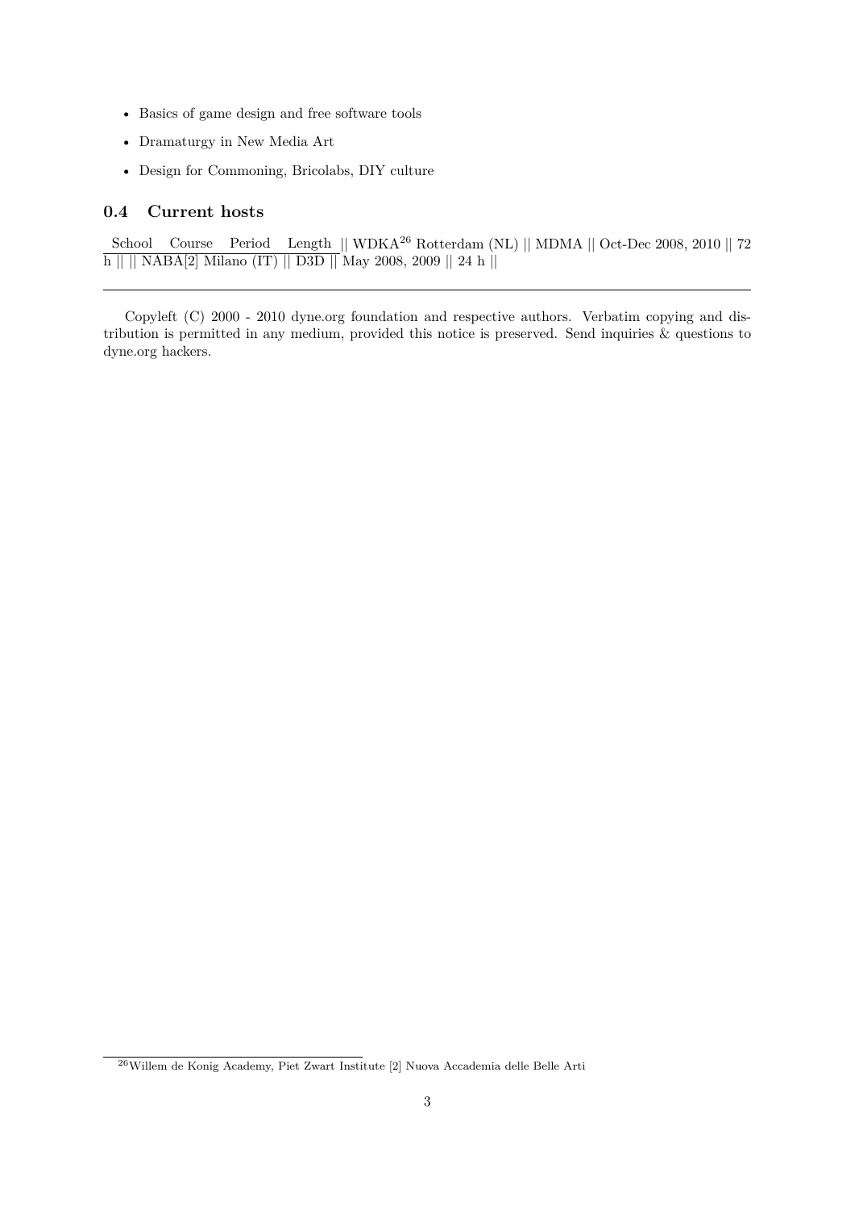- Basics of game design and free software tools
- Dramaturgy in New Media Art
- Design for Commoning, Bricolabs, DIY culture

## 0.4 Current hosts

| School | Course | Period | Length |
| --- | --- | --- | --- |
| WDKA[26] Rotterdam (NL) | MDMA | Oct-Dec 2008, 2010 | 72 h |
| NABA[2] Milano (IT) | D3D | May 2008, 2009 | 24 h |

---

Copyleft (C) 2000 - 2010 dyne.org foundation and respective authors. Verbatim copying and distribution is permitted in any medium, provided this notice is preserved. Send inquiries & questions to dyne.org hackers.

[26] Willem de Konig Academy, Piet Zwart Institute [2] Nuova Accademia delle Belle Arti